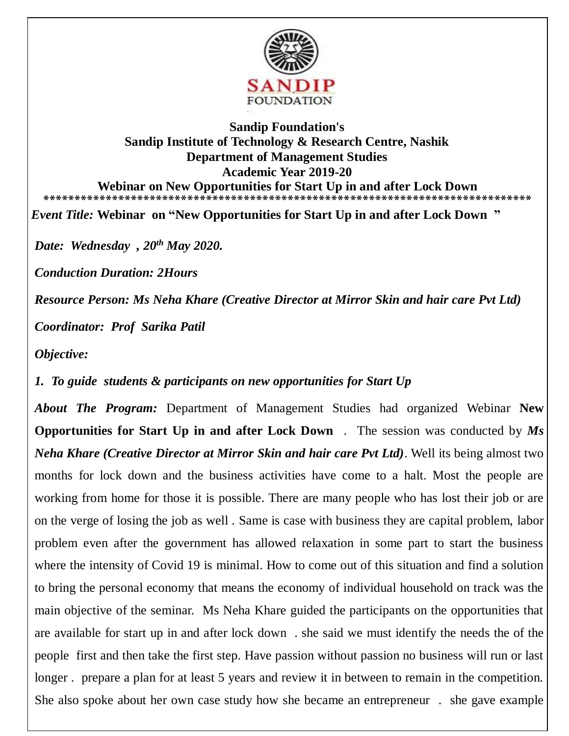**Sandip Foundation's**
**Sandip Institute of Technology & Research Centre, Nashik**
**Department of Management Studies**
**Academic Year 2019-20**
**Webinar on New Opportunities for Start Up in and after Lock Down**

********************************************************************************

*Event Title:* **Webinar on "New Opportunities for Start Up in and after Lock Down "**

***Date: Wednesday , 20th May 2020.***

***Conduction Duration: 2Hours***

***Resource Person: Ms Neha Khare (Creative Director at Mirror Skin and hair care Pvt Ltd)***

***Coordinator: Prof Sarika Patil***

***Objective:***

***1. To guide students & participants on new opportunities for Start Up***

***About The Program:*** Department of Management Studies had organized Webinar **New Opportunities for Start Up in and after Lock Down** . The session was conducted by ***Ms Neha Khare (Creative Director at Mirror Skin and hair care Pvt Ltd)***. Well its being almost two months for lock down and the business activities have come to a halt. Most the people are working from home for those it is possible. There are many people who has lost their job or are on the verge of losing the job as well . Same is case with business they are capital problem, labor problem even after the government has allowed relaxation in some part to start the business where the intensity of Covid 19 is minimal. How to come out of this situation and find a solution to bring the personal economy that means the economy of individual household on track was the main objective of the seminar. Ms Neha Khare guided the participants on the opportunities that are available for start up in and after lock down . she said we must identify the needs the of the people first and then take the first step. Have passion without passion no business will run or last longer . prepare a plan for at least 5 years and review it in between to remain in the competition. She also spoke about her own case study how she became an entrepreneur . she gave example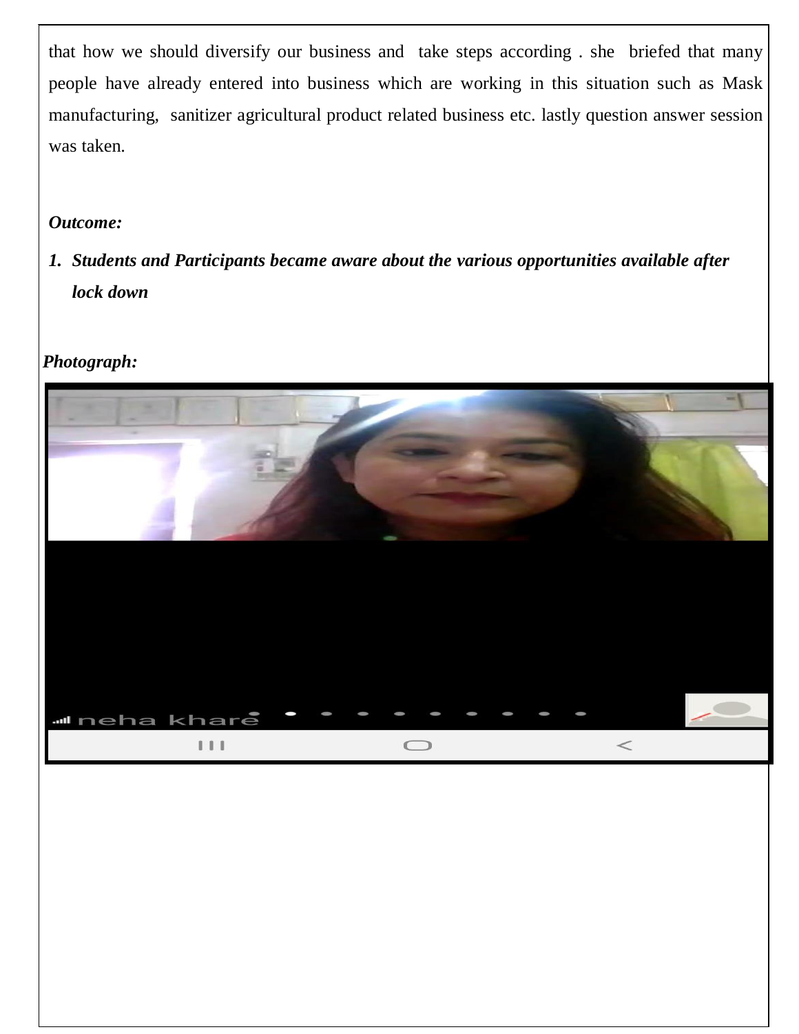that how we should diversify our business and take steps according . she briefed that many people have already entered into business which are working in this situation such as Mask manufacturing, sanitizer agricultural product related business etc. lastly question answer session was taken.

***Outcome:***

1. ***Students and Participants became aware about the various opportunities available after lock down***

***Photograph:***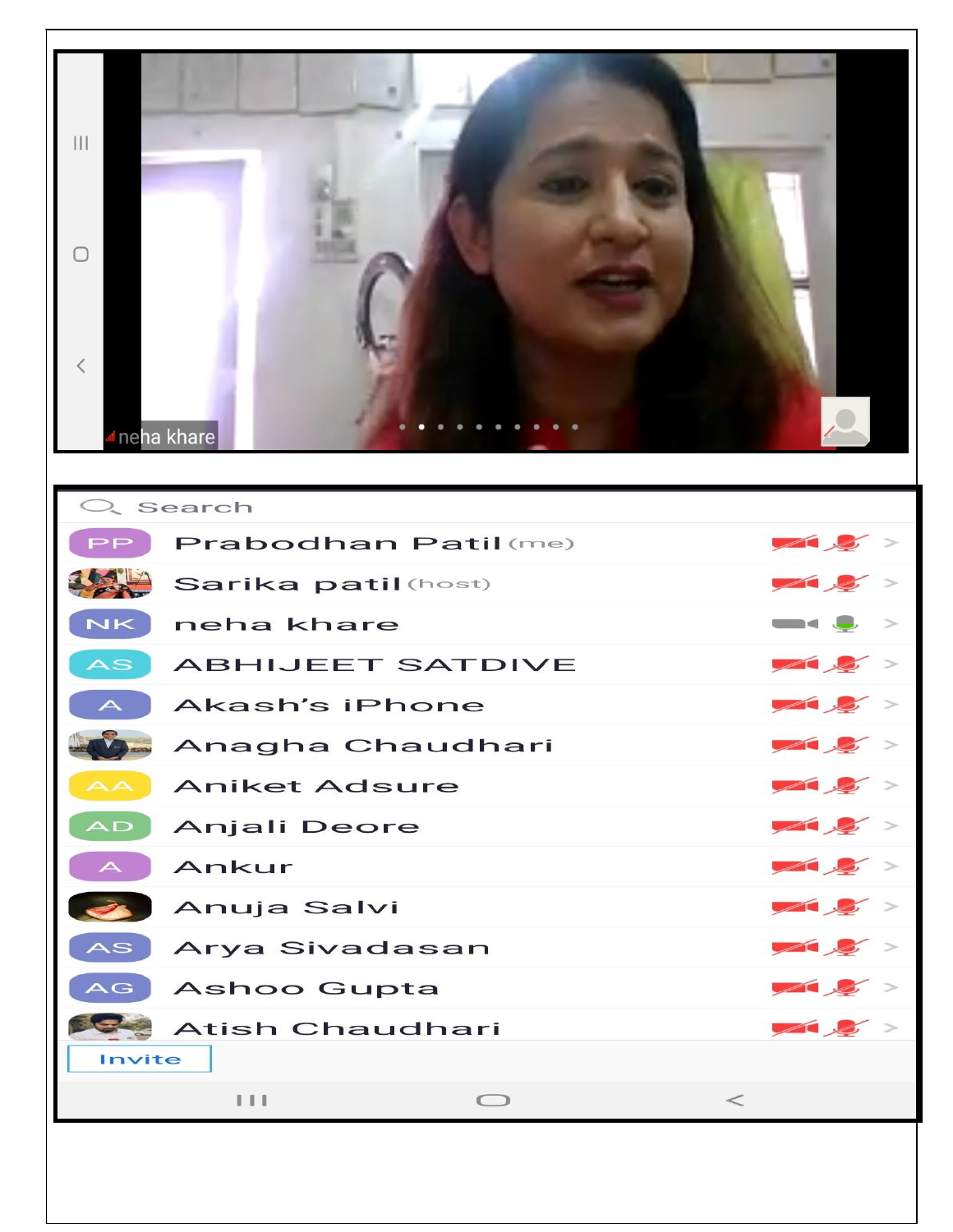neha khare

Search

PP Prabodhan Patil (me)

Sarika patil (host)

NK neha khare

AS ABHIJEET SATDIVE

A Akash's iPhone

Anagha Chaudhari

AA Aniket Adsure

AD Anjali Deore

A Ankur

Anuja Salvi

AS Arya Sivadasan

AG Ashoo Gupta

Atish Chaudhari

Invite